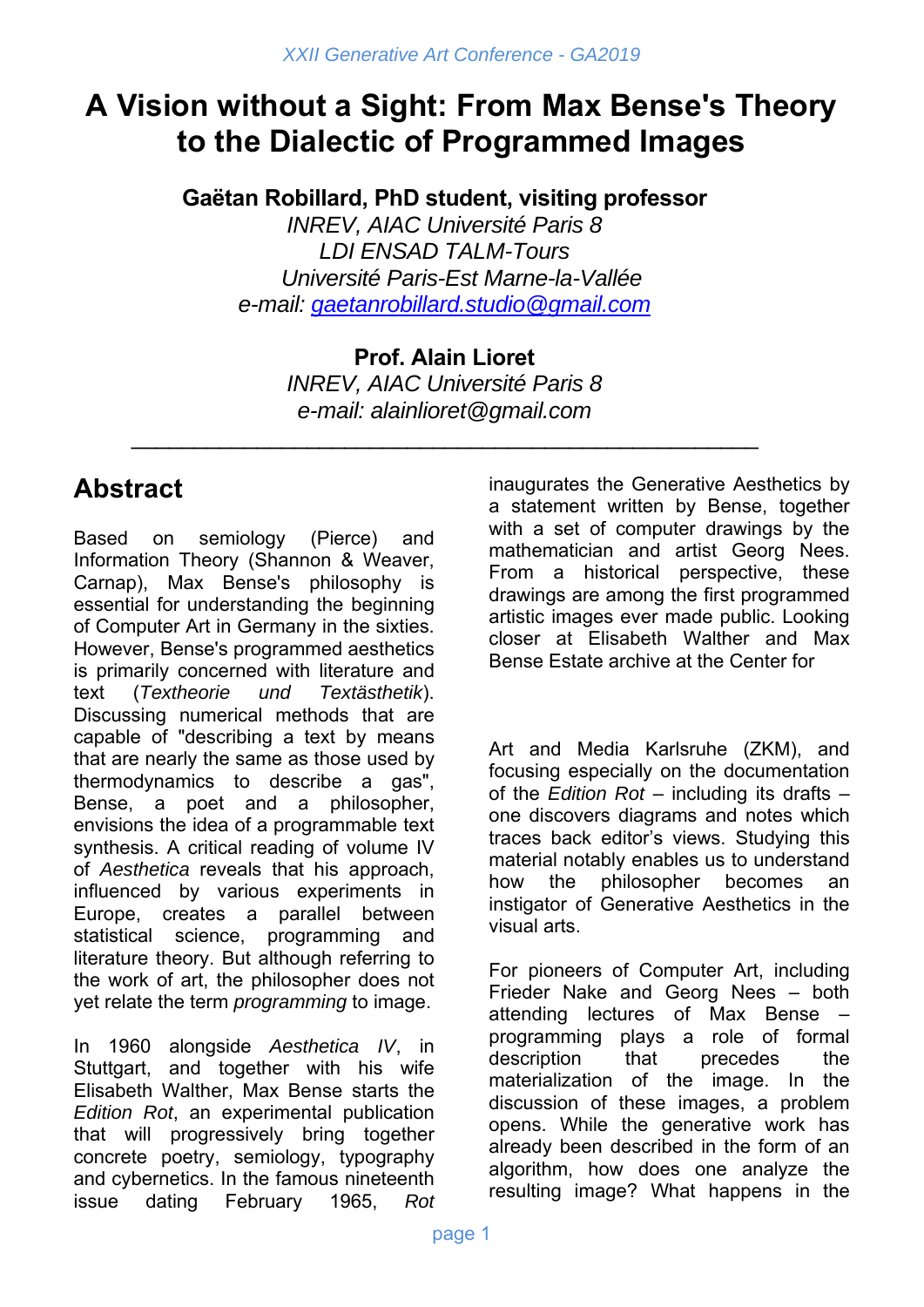# A Vision without a Sight: From Max Bense's Theory to the Dialectic of Programmed Images

**Gaëtan Robillard, PhD student, visiting professor**

*INREV, AIAC Université Paris 8*
*LDI ENSAD TALM-Tours*
*Université Paris-Est Marne-la-Vallée*
*e-mail: gaetanrobillard.studio@gmail.com*

**Prof. Alain Lioret**

*INREV, AIAC Université Paris 8*
*e-mail: alainlioret@gmail.com*

---

## Abstract

Based on semiology (Pierce) and Information Theory (Shannon & Weaver, Carnap), Max Bense's philosophy is essential for understanding the beginning of Computer Art in Germany in the sixties. However, Bense's programmed aesthetics is primarily concerned with literature and text (*Textheorie und Textästhetik*). Discussing numerical methods that are capable of "describing a text by means that are nearly the same as those used by thermodynamics to describe a gas", Bense, a poet and a philosopher, envisions the idea of a programmable text synthesis. A critical reading of volume IV of *Aesthetica* reveals that his approach, influenced by various experiments in Europe, creates a parallel between statistical science, programming and literature theory. But although referring to the work of art, the philosopher does not yet relate the term *programming* to image.

In 1960 alongside *Aesthetica IV*, in Stuttgart, and together with his wife Elisabeth Walther, Max Bense starts the *Edition Rot*, an experimental publication that will progressively bring together concrete poetry, semiology, typography and cybernetics. In the famous nineteenth issue dating February 1965, *Rot* inaugurates the Generative Aesthetics by a statement written by Bense, together with a set of computer drawings by the mathematician and artist Georg Nees. From a historical perspective, these drawings are among the first programmed artistic images ever made public. Looking closer at Elisabeth Walther and Max Bense Estate archive at the Center for Art and Media Karlsruhe (ZKM), and focusing especially on the documentation of the *Edition Rot* – including its drafts – one discovers diagrams and notes which traces back editor's views. Studying this material notably enables us to understand how the philosopher becomes an instigator of Generative Aesthetics in the visual arts.

For pioneers of Computer Art, including Frieder Nake and Georg Nees – both attending lectures of Max Bense – programming plays a role of formal description that precedes the materialization of the image. In the discussion of these images, a problem opens. While the generative work has already been described in the form of an algorithm, how does one analyze the resulting image? What happens in the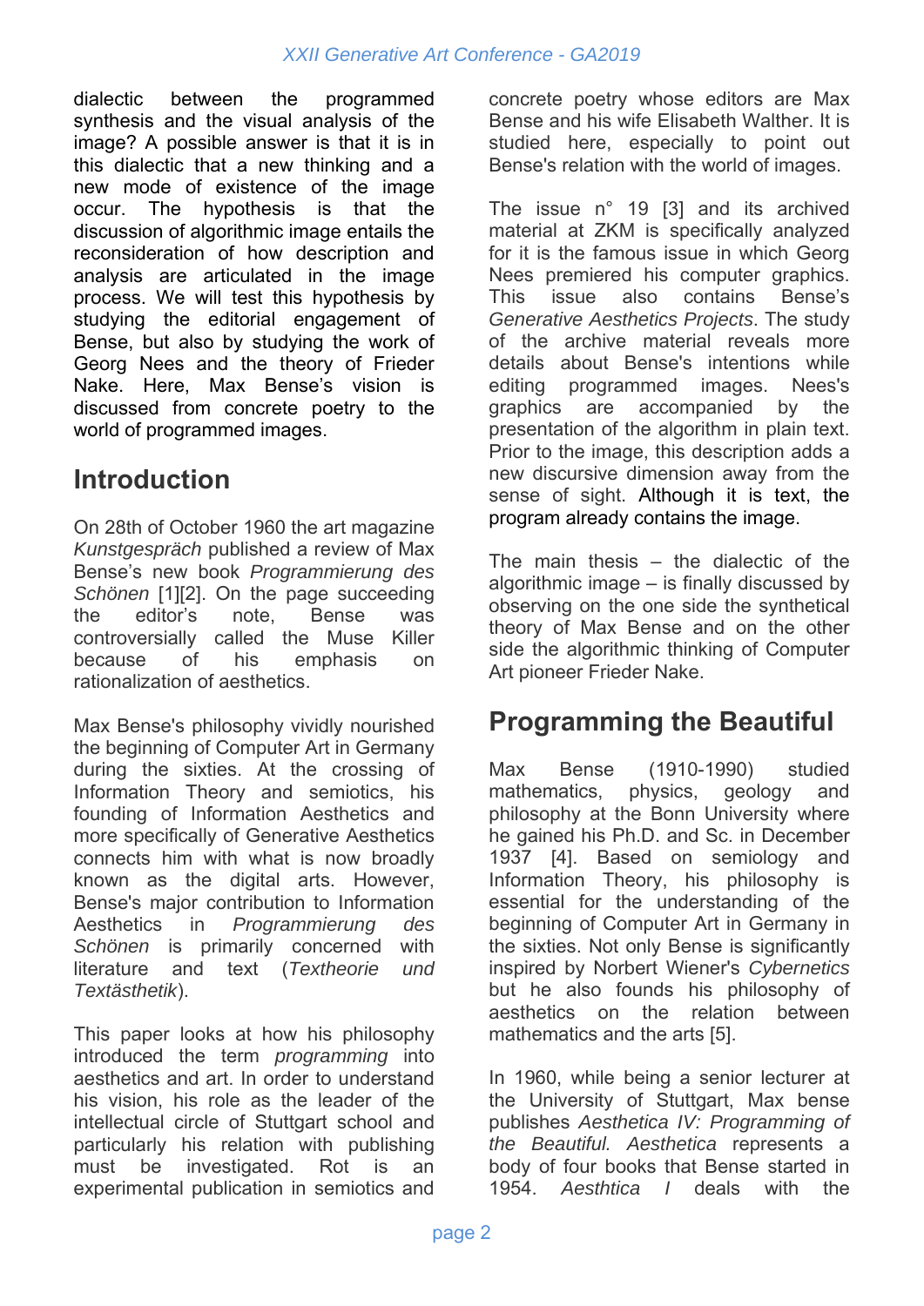dialectic between the programmed synthesis and the visual analysis of the image? A possible answer is that it is in this dialectic that a new thinking and a new mode of existence of the image occur. The hypothesis is that the discussion of algorithmic image entails the reconsideration of how description and analysis are articulated in the image process. We will test this hypothesis by studying the editorial engagement of Bense, but also by studying the work of Georg Nees and the theory of Frieder Nake. Here, Max Bense's vision is discussed from concrete poetry to the world of programmed images.

## Introduction

On 28th of October 1960 the art magazine *Kunstgespräch* published a review of Max Bense's new book *Programmierung des Schönen* [1][2]. On the page succeeding the editor's note, Bense was controversially called the Muse Killer because of his emphasis on rationalization of aesthetics.

Max Bense's philosophy vividly nourished the beginning of Computer Art in Germany during the sixties. At the crossing of Information Theory and semiotics, his founding of Information Aesthetics and more specifically of Generative Aesthetics connects him with what is now broadly known as the digital arts. However, Bense's major contribution to Information Aesthetics in *Programmierung des Schönen* is primarily concerned with literature and text (*Textheorie und Textästhetik*).

This paper looks at how his philosophy introduced the term *programming* into aesthetics and art. In order to understand his vision, his role as the leader of the intellectual circle of Stuttgart school and particularly his relation with publishing must be investigated. Rot is an experimental publication in semiotics and concrete poetry whose editors are Max Bense and his wife Elisabeth Walther. It is studied here, especially to point out Bense's relation with the world of images.

The issue n° 19 [3] and its archived material at ZKM is specifically analyzed for it is the famous issue in which Georg Nees premiered his computer graphics. This issue also contains Bense's *Generative Aesthetics Projects*. The study of the archive material reveals more details about Bense's intentions while editing programmed images. Nees's graphics are accompanied by the presentation of the algorithm in plain text. Prior to the image, this description adds a new discursive dimension away from the sense of sight. Although it is text, the program already contains the image.

The main thesis – the dialectic of the algorithmic image – is finally discussed by observing on the one side the synthetical theory of Max Bense and on the other side the algorithmic thinking of Computer Art pioneer Frieder Nake.

## Programming the Beautiful

Max Bense (1910-1990) studied mathematics, physics, geology and philosophy at the Bonn University where he gained his Ph.D. and Sc. in December 1937 [4]. Based on semiology and Information Theory, his philosophy is essential for the understanding of the beginning of Computer Art in Germany in the sixties. Not only Bense is significantly inspired by Norbert Wiener's *Cybernetics* but he also founds his philosophy of aesthetics on the relation between mathematics and the arts [5].

In 1960, while being a senior lecturer at the University of Stuttgart, Max bense publishes *Aesthetica IV: Programming of the Beautiful. Aesthetica* represents a body of four books that Bense started in 1954. *Aesthtica I* deals with the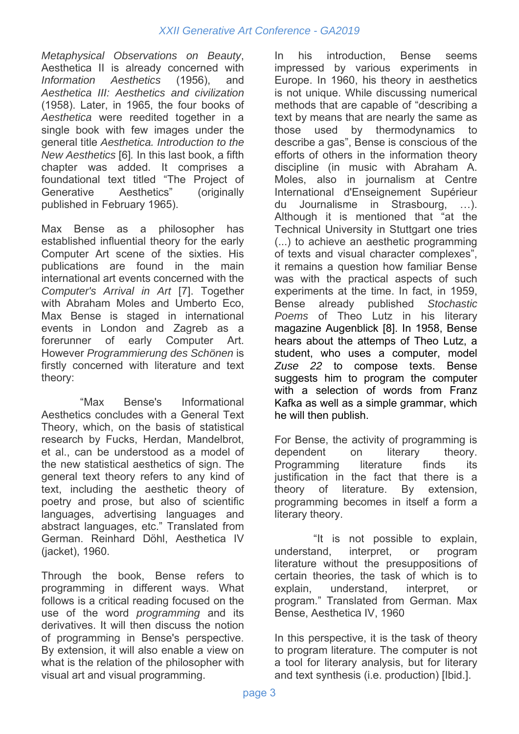*Metaphysical Observations on Beauty*, Aesthetica II is already concerned with *Information Aesthetics* (1956), and *Aesthetica III: Aesthetics and civilization* (1958). Later, in 1965, the four books of *Aesthetica* were reedited together in a single book with few images under the general title *Aesthetica. Introduction to the New Aesthetics* [6]*.* In this last book, a fifth chapter was added. It comprises a foundational text titled "The Project of Generative Aesthetics" (originally published in February 1965).

Max Bense as a philosopher has established influential theory for the early Computer Art scene of the sixties. His publications are found in the main international art events concerned with the *Computer's Arrival in Art* [7]. Together with Abraham Moles and Umberto Eco, Max Bense is staged in international events in London and Zagreb as a forerunner of early Computer Art. However *Programmierung des Schönen* is firstly concerned with literature and text theory:

> "Max Bense's Informational Aesthetics concludes with a General Text Theory, which, on the basis of statistical research by Fucks, Herdan, Mandelbrot, et al., can be understood as a model of the new statistical aesthetics of sign. The general text theory refers to any kind of text, including the aesthetic theory of poetry and prose, but also of scientific languages, advertising languages and abstract languages, etc." Translated from German. Reinhard Döhl, Aesthetica IV (jacket), 1960.

Through the book, Bense refers to programming in different ways. What follows is a critical reading focused on the use of the word *programming* and its derivatives. It will then discuss the notion of programming in Bense's perspective. By extension, it will also enable a view on what is the relation of the philosopher with visual art and visual programming.

In his introduction, Bense seems impressed by various experiments in Europe. In 1960, his theory in aesthetics is not unique. While discussing numerical methods that are capable of "describing a text by means that are nearly the same as those used by thermodynamics to describe a gas", Bense is conscious of the efforts of others in the information theory discipline (in music with Abraham A. Moles, also in journalism at Centre International d'Enseignement Supérieur du Journalisme in Strasbourg, …). Although it is mentioned that "at the Technical University in Stuttgart one tries (...) to achieve an aesthetic programming of texts and visual character complexes", it remains a question how familiar Bense was with the practical aspects of such experiments at the time. In fact, in 1959, Bense already published *Stochastic Poems* of Theo Lutz in his literary magazine Augenblick [8]. In 1958, Bense hears about the attemps of Theo Lutz, a student, who uses a computer, model *Zuse 22* to compose texts. Bense suggests him to program the computer with a selection of words from Franz Kafka as well as a simple grammar, which he will then publish.

For Bense, the activity of programming is dependent on literary theory. Programming literature finds its justification in the fact that there is a theory of literature. By extension, programming becomes in itself a form a literary theory.

> "It is not possible to explain, understand, interpret, or program literature without the presuppositions of certain theories, the task of which is to explain, understand, interpret, or program." Translated from German. Max Bense, Aesthetica IV, 1960

In this perspective, it is the task of theory to program literature. The computer is not a tool for literary analysis, but for literary and text synthesis (i.e. production) [Ibid.].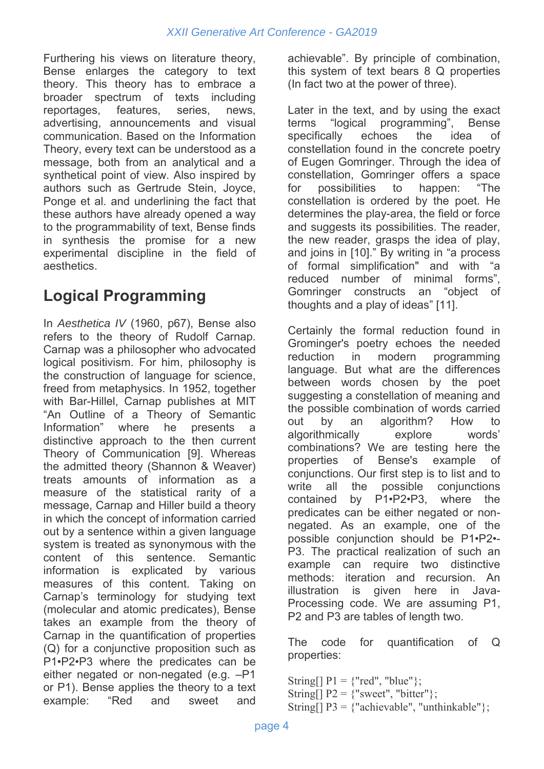Furthering his views on literature theory, Bense enlarges the category to text theory. This theory has to embrace a broader spectrum of texts including reportages, features, series, news, advertising, announcements and visual communication. Based on the Information Theory, every text can be understood as a message, both from an analytical and a synthetical point of view. Also inspired by authors such as Gertrude Stein, Joyce, Ponge et al. and underlining the fact that these authors have already opened a way to the programmability of text, Bense finds in synthesis the promise for a new experimental discipline in the field of aesthetics.

## Logical Programming

In *Aesthetica IV* (1960, p67), Bense also refers to the theory of Rudolf Carnap. Carnap was a philosopher who advocated logical positivism. For him, philosophy is the construction of language for science, freed from metaphysics. In 1952, together with Bar-Hillel, Carnap publishes at MIT "An Outline of a Theory of Semantic Information" where he presents a distinctive approach to the then current Theory of Communication [9]. Whereas the admitted theory (Shannon & Weaver) treats amounts of information as a measure of the statistical rarity of a message, Carnap and Hiller build a theory in which the concept of information carried out by a sentence within a given language system is treated as synonymous with the content of this sentence. Semantic information is explicated by various measures of this content. Taking on Carnap's terminology for studying text (molecular and atomic predicates), Bense takes an example from the theory of Carnap in the quantification of properties (Q) for a conjunctive proposition such as P1•P2•P3 where the predicates can be either negated or non-negated (e.g. –P1 or P1). Bense applies the theory to a text example: "Red and sweet and achievable". By principle of combination, this system of text bears 8 Q properties (In fact two at the power of three).

Later in the text, and by using the exact terms "logical programming", Bense specifically echoes the idea of constellation found in the concrete poetry of Eugen Gomringer. Through the idea of constellation, Gomringer offers a space for possibilities to happen: "The constellation is ordered by the poet. He determines the play-area, the field or force and suggests its possibilities. The reader, the new reader, grasps the idea of play, and joins in [10]." By writing in "a process of formal simplification" and with "a reduced number of minimal forms", Gomringer constructs an "object of thoughts and a play of ideas" [11].

Certainly the formal reduction found in Grominger's poetry echoes the needed reduction in modern programming language. But what are the differences between words chosen by the poet suggesting a constellation of meaning and the possible combination of words carried out by an algorithm? How to algorithmically explore words' combinations? We are testing here the properties of Bense's example of conjunctions. Our first step is to list and to write all the possible conjunctions contained by P1•P2•P3, where the predicates can be either negated or non-negated. As an example, one of the possible conjunction should be P1•P2•-P3. The practical realization of such an example can require two distinctive methods: iteration and recursion. An illustration is given here in Java-Processing code. We are assuming P1, P2 and P3 are tables of length two.

The code for quantification of Q properties:

```
String[] P1 = {"red", "blue"};
String[] P2 = {"sweet", "bitter"};
String[] P3 = {"achievable", "unthinkable"};
```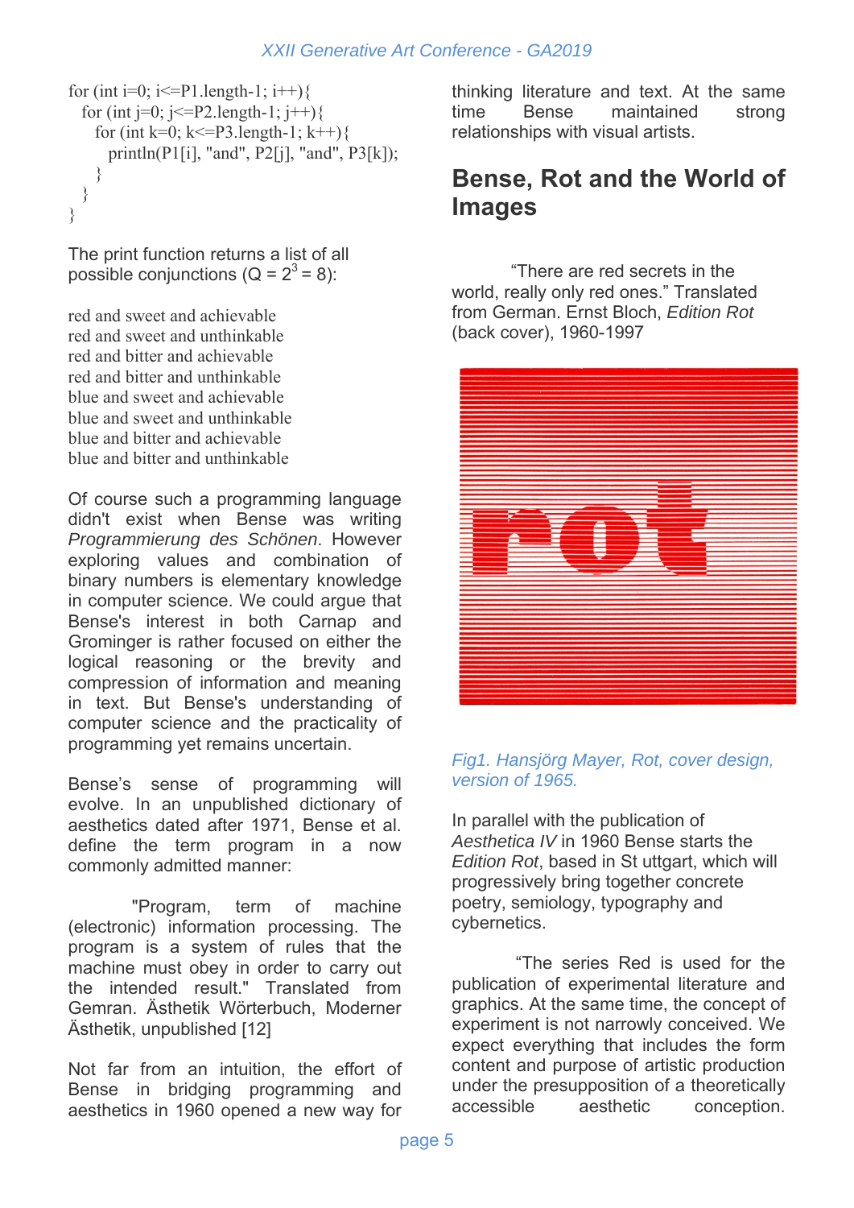```
for (int i=0; i<=P1.length-1; i++){
  for (int j=0; j<=P2.length-1; j++){
    for (int k=0; k<=P3.length-1; k++){
      println(P1[i], "and", P2[j], "and", P3[k]);
    }
  }
}
```

The print function returns a list of all possible conjunctions ($Q = 2^3 = 8$):

red and sweet and achievable
red and sweet and unthinkable
red and bitter and achievable
red and bitter and unthinkable
blue and sweet and achievable
blue and sweet and unthinkable
blue and bitter and achievable
blue and bitter and unthinkable

Of course such a programming language didn't exist when Bense was writing *Programmierung des Schönen*. However exploring values and combination of binary numbers is elementary knowledge in computer science. We could argue that Bense's interest in both Carnap and Grominger is rather focused on either the logical reasoning or the brevity and compression of information and meaning in text. But Bense's understanding of computer science and the practicality of programming yet remains uncertain.

Bense's sense of programming will evolve. In an unpublished dictionary of aesthetics dated after 1971, Bense et al. define the term program in a now commonly admitted manner:

"Program, term of machine (electronic) information processing. The program is a system of rules that the machine must obey in order to carry out the intended result." Translated from Gemran. Ästhetik Wörterbuch, Moderner Ästhetik, unpublished [12]

Not far from an intuition, the effort of Bense in bridging programming and aesthetics in 1960 opened a new way for thinking literature and text. At the same time Bense maintained strong relationships with visual artists.

## Bense, Rot and the World of Images

"There are red secrets in the world, really only red ones." Translated from German. Ernst Bloch, *Edition Rot* (back cover), 1960-1997

*Fig1. Hansjörg Mayer, Rot, cover design, version of 1965.*

In parallel with the publication of *Aesthetica IV* in 1960 Bense starts the *Edition Rot*, based in St uttgart, which will progressively bring together concrete poetry, semiology, typography and cybernetics.

"The series Red is used for the publication of experimental literature and graphics. At the same time, the concept of experiment is not narrowly conceived. We expect everything that includes the form content and purpose of artistic production under the presupposition of a theoretically accessible aesthetic conception.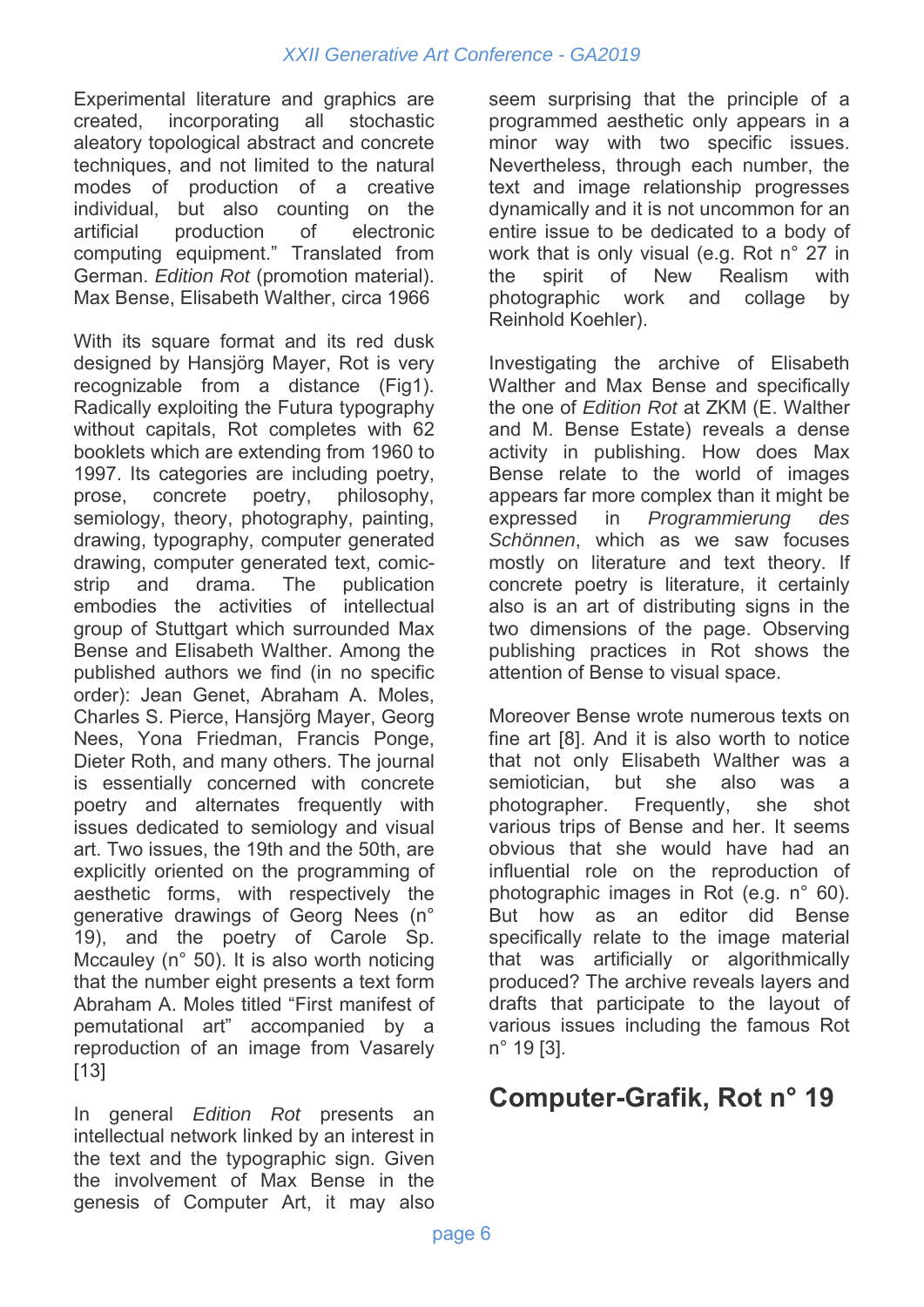Experimental literature and graphics are created, incorporating all stochastic aleatory topological abstract and concrete techniques, and not limited to the natural modes of production of a creative individual, but also counting on the artificial production of electronic computing equipment." Translated from German. *Edition Rot* (promotion material). Max Bense, Elisabeth Walther, circa 1966

With its square format and its red dusk designed by Hansjörg Mayer, Rot is very recognizable from a distance (Fig1). Radically exploiting the Futura typography without capitals, Rot completes with 62 booklets which are extending from 1960 to 1997. Its categories are including poetry, prose, concrete poetry, philosophy, semiology, theory, photography, painting, drawing, typography, computer generated drawing, computer generated text, comic-strip and drama. The publication embodies the activities of intellectual group of Stuttgart which surrounded Max Bense and Elisabeth Walther. Among the published authors we find (in no specific order): Jean Genet, Abraham A. Moles, Charles S. Pierce, Hansjörg Mayer, Georg Nees, Yona Friedman, Francis Ponge, Dieter Roth, and many others. The journal is essentially concerned with concrete poetry and alternates frequently with issues dedicated to semiology and visual art. Two issues, the 19th and the 50th, are explicitly oriented on the programming of aesthetic forms, with respectively the generative drawings of Georg Nees (n° 19), and the poetry of Carole Sp. Mccauley (n° 50). It is also worth noticing that the number eight presents a text form Abraham A. Moles titled "First manifest of pemutational art" accompanied by a reproduction of an image from Vasarely [13]

In general *Edition Rot* presents an intellectual network linked by an interest in the text and the typographic sign. Given the involvement of Max Bense in the genesis of Computer Art, it may also seem surprising that the principle of a programmed aesthetic only appears in a minor way with two specific issues. Nevertheless, through each number, the text and image relationship progresses dynamically and it is not uncommon for an entire issue to be dedicated to a body of work that is only visual (e.g. Rot n° 27 in the spirit of New Realism with photographic work and collage by Reinhold Koehler).

Investigating the archive of Elisabeth Walther and Max Bense and specifically the one of *Edition Rot* at ZKM (E. Walther and M. Bense Estate) reveals a dense activity in publishing. How does Max Bense relate to the world of images appears far more complex than it might be expressed in *Programmierung des Schönnen*, which as we saw focuses mostly on literature and text theory. If concrete poetry is literature, it certainly also is an art of distributing signs in the two dimensions of the page. Observing publishing practices in Rot shows the attention of Bense to visual space.

Moreover Bense wrote numerous texts on fine art [8]. And it is also worth to notice that not only Elisabeth Walther was a semiotician, but she also was a photographer. Frequently, she shot various trips of Bense and her. It seems obvious that she would have had an influential role on the reproduction of photographic images in Rot (e.g. n° 60). But how as an editor did Bense specifically relate to the image material that was artificially or algorithmically produced? The archive reveals layers and drafts that participate to the layout of various issues including the famous Rot n° 19 [3].

## Computer-Grafik, Rot n° 19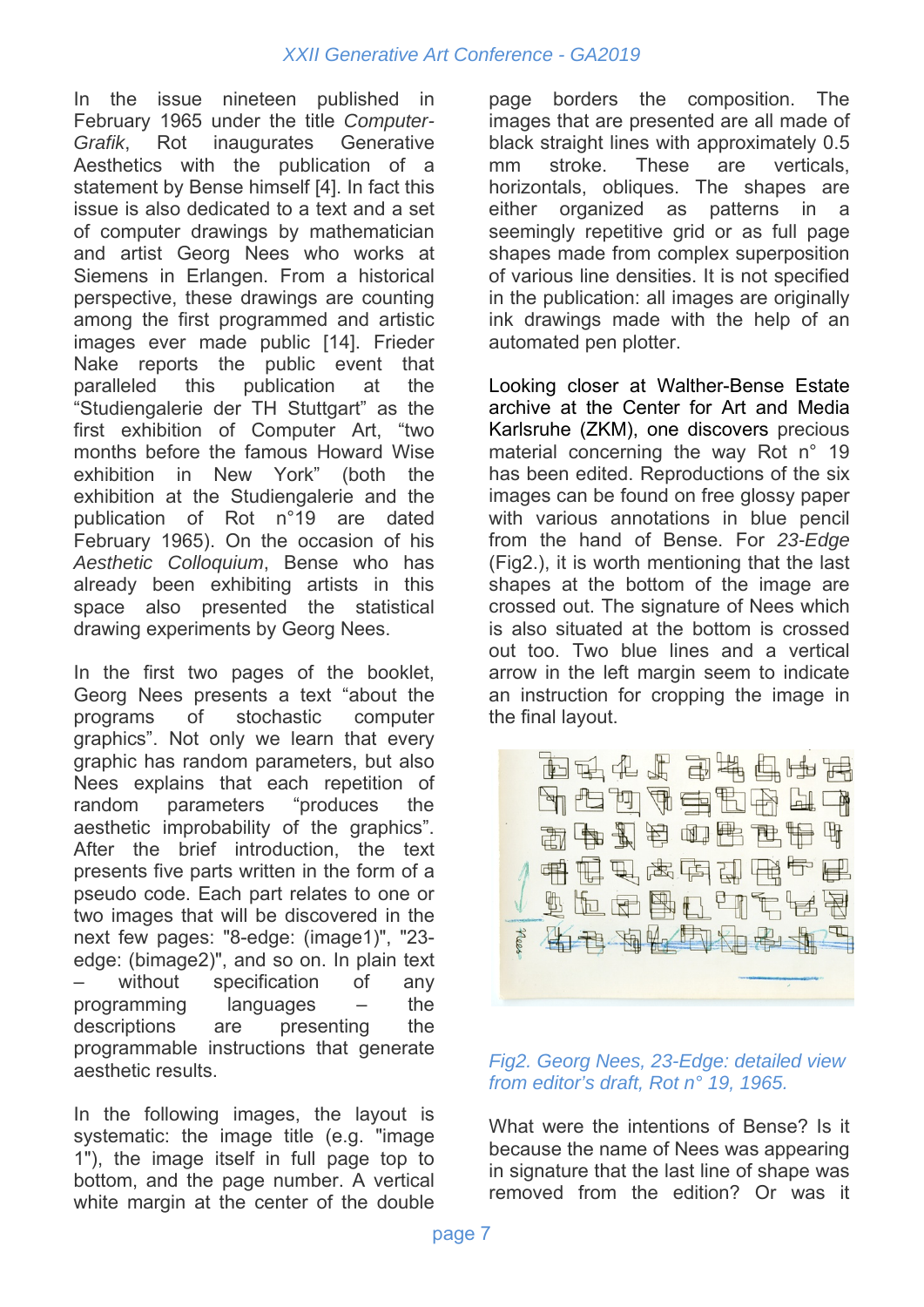In the issue nineteen published in February 1965 under the title *Computer-Grafik*, Rot inaugurates Generative Aesthetics with the publication of a statement by Bense himself [4]. In fact this issue is also dedicated to a text and a set of computer drawings by mathematician and artist Georg Nees who works at Siemens in Erlangen. From a historical perspective, these drawings are counting among the first programmed and artistic images ever made public [14]. Frieder Nake reports the public event that paralleled this publication at the "Studiengalerie der TH Stuttgart" as the first exhibition of Computer Art, "two months before the famous Howard Wise exhibition in New York" (both the exhibition at the Studiengalerie and the publication of Rot n°19 are dated February 1965). On the occasion of his *Aesthetic Colloquium*, Bense who has already been exhibiting artists in this space also presented the statistical drawing experiments by Georg Nees.

In the first two pages of the booklet, Georg Nees presents a text "about the programs of stochastic computer graphics". Not only we learn that every graphic has random parameters, but also Nees explains that each repetition of random parameters "produces the aesthetic improbability of the graphics". After the brief introduction, the text presents five parts written in the form of a pseudo code. Each part relates to one or two images that will be discovered in the next few pages: "8-edge: (image1)", "23-edge: (bimage2)", and so on. In plain text – without specification of any programming languages – the descriptions are presenting the programmable instructions that generate aesthetic results.

In the following images, the layout is systematic: the image title (e.g. "image 1"), the image itself in full page top to bottom, and the page number. A vertical white margin at the center of the double page borders the composition. The images that are presented are all made of black straight lines with approximately 0.5 mm stroke. These are verticals, horizontals, obliques. The shapes are either organized as patterns in a seemingly repetitive grid or as full page shapes made from complex superposition of various line densities. It is not specified in the publication: all images are originally ink drawings made with the help of an automated pen plotter.

Looking closer at Walther-Bense Estate archive at the Center for Art and Media Karlsruhe (ZKM), one discovers precious material concerning the way Rot n° 19 has been edited. Reproductions of the six images can be found on free glossy paper with various annotations in blue pencil from the hand of Bense. For *23-Edge* (Fig2.), it is worth mentioning that the last shapes at the bottom of the image are crossed out. The signature of Nees which is also situated at the bottom is crossed out too. Two blue lines and a vertical arrow in the left margin seem to indicate an instruction for cropping the image in the final layout.

*Fig2. Georg Nees, 23-Edge: detailed view from editor's draft, Rot n° 19, 1965.*

What were the intentions of Bense? Is it because the name of Nees was appearing in signature that the last line of shape was removed from the edition? Or was it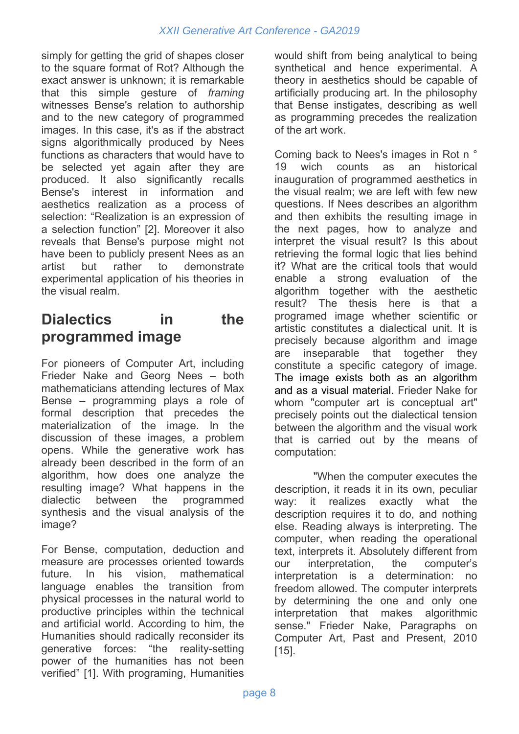simply for getting the grid of shapes closer to the square format of Rot? Although the exact answer is unknown; it is remarkable that this simple gesture of *framing* witnesses Bense's relation to authorship and to the new category of programmed images. In this case, it's as if the abstract signs algorithmically produced by Nees functions as characters that would have to be selected yet again after they are produced. It also significantly recalls Bense's interest in information and aesthetics realization as a process of selection: "Realization is an expression of a selection function" [2]. Moreover it also reveals that Bense's purpose might not have been to publicly present Nees as an artist but rather to demonstrate experimental application of his theories in the visual realm.

## Dialectics in the programmed image

For pioneers of Computer Art, including Frieder Nake and Georg Nees – both mathematicians attending lectures of Max Bense – programming plays a role of formal description that precedes the materialization of the image. In the discussion of these images, a problem opens. While the generative work has already been described in the form of an algorithm, how does one analyze the resulting image? What happens in the dialectic between the programmed synthesis and the visual analysis of the image?

For Bense, computation, deduction and measure are processes oriented towards future. In his vision, mathematical language enables the transition from physical processes in the natural world to productive principles within the technical and artificial world. According to him, the Humanities should radically reconsider its generative forces: "the reality-setting power of the humanities has not been verified" [1]. With programing, Humanities would shift from being analytical to being synthetical and hence experimental. A theory in aesthetics should be capable of artificially producing art. In the philosophy that Bense instigates, describing as well as programming precedes the realization of the art work.

Coming back to Nees's images in Rot n ° 19 wich counts as an historical inauguration of programmed aesthetics in the visual realm; we are left with few new questions. If Nees describes an algorithm and then exhibits the resulting image in the next pages, how to analyze and interpret the visual result? Is this about retrieving the formal logic that lies behind it? What are the critical tools that would enable a strong evaluation of the algorithm together with the aesthetic result? The thesis here is that a programed image whether scientific or artistic constitutes a dialectical unit. It is precisely because algorithm and image are inseparable that together they constitute a specific category of image. The image exists both as an algorithm and as a visual material. Frieder Nake for whom "computer art is conceptual art" precisely points out the dialectical tension between the algorithm and the visual work that is carried out by the means of computation:

> "When the computer executes the description, it reads it in its own, peculiar way: it realizes exactly what the description requires it to do, and nothing else. Reading always is interpreting. The computer, when reading the operational text, interprets it. Absolutely different from our interpretation, the computer's interpretation is a determination: no freedom allowed. The computer interprets by determining the one and only one interpretation that makes algorithmic sense." Frieder Nake, Paragraphs on Computer Art, Past and Present, 2010 [15].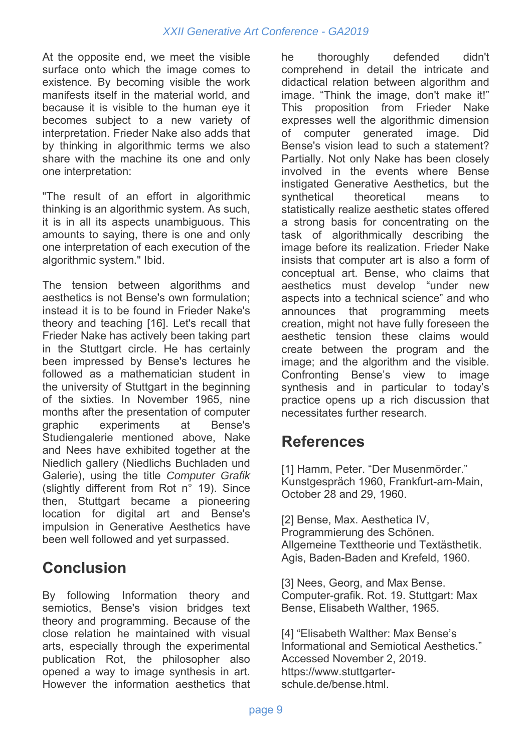At the opposite end, we meet the visible surface onto which the image comes to existence. By becoming visible the work manifests itself in the material world, and because it is visible to the human eye it becomes subject to a new variety of interpretation. Frieder Nake also adds that by thinking in algorithmic terms we also share with the machine its one and only one interpretation:

"The result of an effort in algorithmic thinking is an algorithmic system. As such, it is in all its aspects unambiguous. This amounts to saying, there is one and only one interpretation of each execution of the algorithmic system." Ibid.

The tension between algorithms and aesthetics is not Bense's own formulation; instead it is to be found in Frieder Nake's theory and teaching [16]. Let's recall that Frieder Nake has actively been taking part in the Stuttgart circle. He has certainly been impressed by Bense's lectures he followed as a mathematician student in the university of Stuttgart in the beginning of the sixties. In November 1965, nine months after the presentation of computer graphic experiments at Bense's Studiengalerie mentioned above, Nake and Nees have exhibited together at the Niedlich gallery (Niedlichs Buchladen und Galerie), using the title *Computer Grafik* (slightly different from Rot n° 19). Since then, Stuttgart became a pioneering location for digital art and Bense's impulsion in Generative Aesthetics have been well followed and yet surpassed.

## Conclusion

By following Information theory and semiotics, Bense's vision bridges text theory and programming. Because of the close relation he maintained with visual arts, especially through the experimental publication Rot, the philosopher also opened a way to image synthesis in art. However the information aesthetics that he thoroughly defended didn't comprehend in detail the intricate and didactical relation between algorithm and image. "Think the image, don't make it!" This proposition from Frieder Nake expresses well the algorithmic dimension of computer generated image. Did Bense's vision lead to such a statement? Partially. Not only Nake has been closely involved in the events where Bense instigated Generative Aesthetics, but the synthetical theoretical means to statistically realize aesthetic states offered a strong basis for concentrating on the task of algorithmically describing the image before its realization. Frieder Nake insists that computer art is also a form of conceptual art. Bense, who claims that aesthetics must develop "under new aspects into a technical science" and who announces that programming meets creation, might not have fully foreseen the aesthetic tension these claims would create between the program and the image; and the algorithm and the visible. Confronting Bense's view to image synthesis and in particular to today's practice opens up a rich discussion that necessitates further research.

## References

[1] Hamm, Peter. "Der Musenmörder." Kunstgespräch 1960, Frankfurt-am-Main, October 28 and 29, 1960.

[2] Bense, Max. Aesthetica IV, Programmierung des Schönen. Allgemeine Texttheorie und Textästhetik. Agis, Baden-Baden and Krefeld, 1960.

[3] Nees, Georg, and Max Bense. Computer-grafik. Rot. 19. Stuttgart: Max Bense, Elisabeth Walther, 1965.

[4] "Elisabeth Walther: Max Bense's Informational and Semiotical Aesthetics." Accessed November 2, 2019. https://www.stuttgarter-schule.de/bense.html.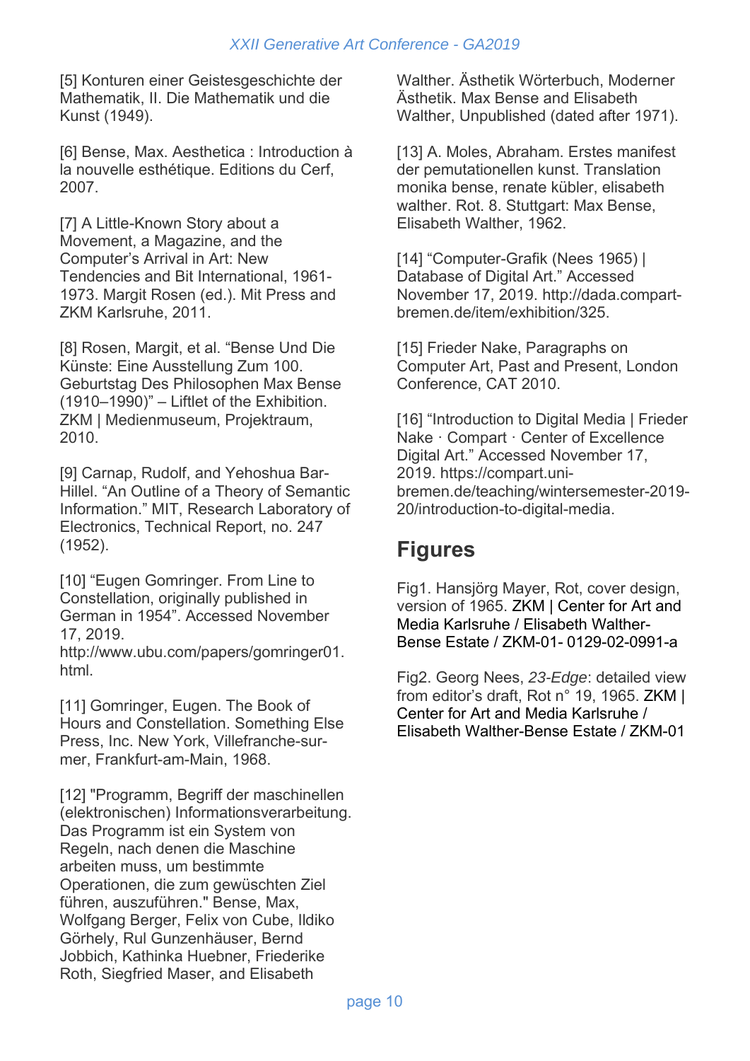[5] Konturen einer Geistesgeschichte der Mathematik, II. Die Mathematik und die Kunst (1949).

[6] Bense, Max. Aesthetica : Introduction à la nouvelle esthétique. Editions du Cerf, 2007.

[7] A Little-Known Story about a Movement, a Magazine, and the Computer's Arrival in Art: New Tendencies and Bit International, 1961-1973. Margit Rosen (ed.). Mit Press and ZKM Karlsruhe, 2011.

[8] Rosen, Margit, et al. “Bense Und Die Künste: Eine Ausstellung Zum 100. Geburtstag Des Philosophen Max Bense (1910–1990)” – Liftlet of the Exhibition. ZKM | Medienmuseum, Projektraum, 2010.

[9] Carnap, Rudolf, and Yehoshua Bar-Hillel. “An Outline of a Theory of Semantic Information.” MIT, Research Laboratory of Electronics, Technical Report, no. 247 (1952).

[10] “Eugen Gomringer. From Line to Constellation, originally published in German in 1954”. Accessed November 17, 2019. http://www.ubu.com/papers/gomringer01.html.

[11] Gomringer, Eugen. The Book of Hours and Constellation. Something Else Press, Inc. New York, Villefranche-sur-mer, Frankfurt-am-Main, 1968.

[12] "Programm, Begriff der maschinellen (elektronischen) Informationsverarbeitung. Das Programm ist ein System von Regeln, nach denen die Maschine arbeiten muss, um bestimmte Operationen, die zum gewüschten Ziel führen, auszuführen." Bense, Max, Wolfgang Berger, Felix von Cube, Ildiko Görhely, Rul Gunzenhäuser, Bernd Jobbich, Kathinka Huebner, Friederike Roth, Siegfried Maser, and Elisabeth Walther. Ästhetik Wörterbuch, Moderner Ästhetik. Max Bense and Elisabeth Walther, Unpublished (dated after 1971).

[13] A. Moles, Abraham. Erstes manifest der pemutationellen kunst. Translation monika bense, renate kübler, elisabeth walther. Rot. 8. Stuttgart: Max Bense, Elisabeth Walther, 1962.

[14] “Computer-Grafik (Nees 1965) | Database of Digital Art.” Accessed November 17, 2019. http://dada.compart-bremen.de/item/exhibition/325.

[15] Frieder Nake, Paragraphs on Computer Art, Past and Present, London Conference, CAT 2010.

[16] “Introduction to Digital Media | Frieder Nake · Compart · Center of Excellence Digital Art.” Accessed November 17, 2019. https://compart.uni-bremen.de/teaching/wintersemester-2019-20/introduction-to-digital-media.

## Figures

Fig1. Hansjörg Mayer, Rot, cover design, version of 1965. ZKM | Center for Art and Media Karlsruhe / Elisabeth Walther-Bense Estate / ZKM-01- 0129-02-0991-a

Fig2. Georg Nees, *23-Edge*: detailed view from editor's draft, Rot n° 19, 1965. ZKM | Center for Art and Media Karlsruhe / Elisabeth Walther-Bense Estate / ZKM-01